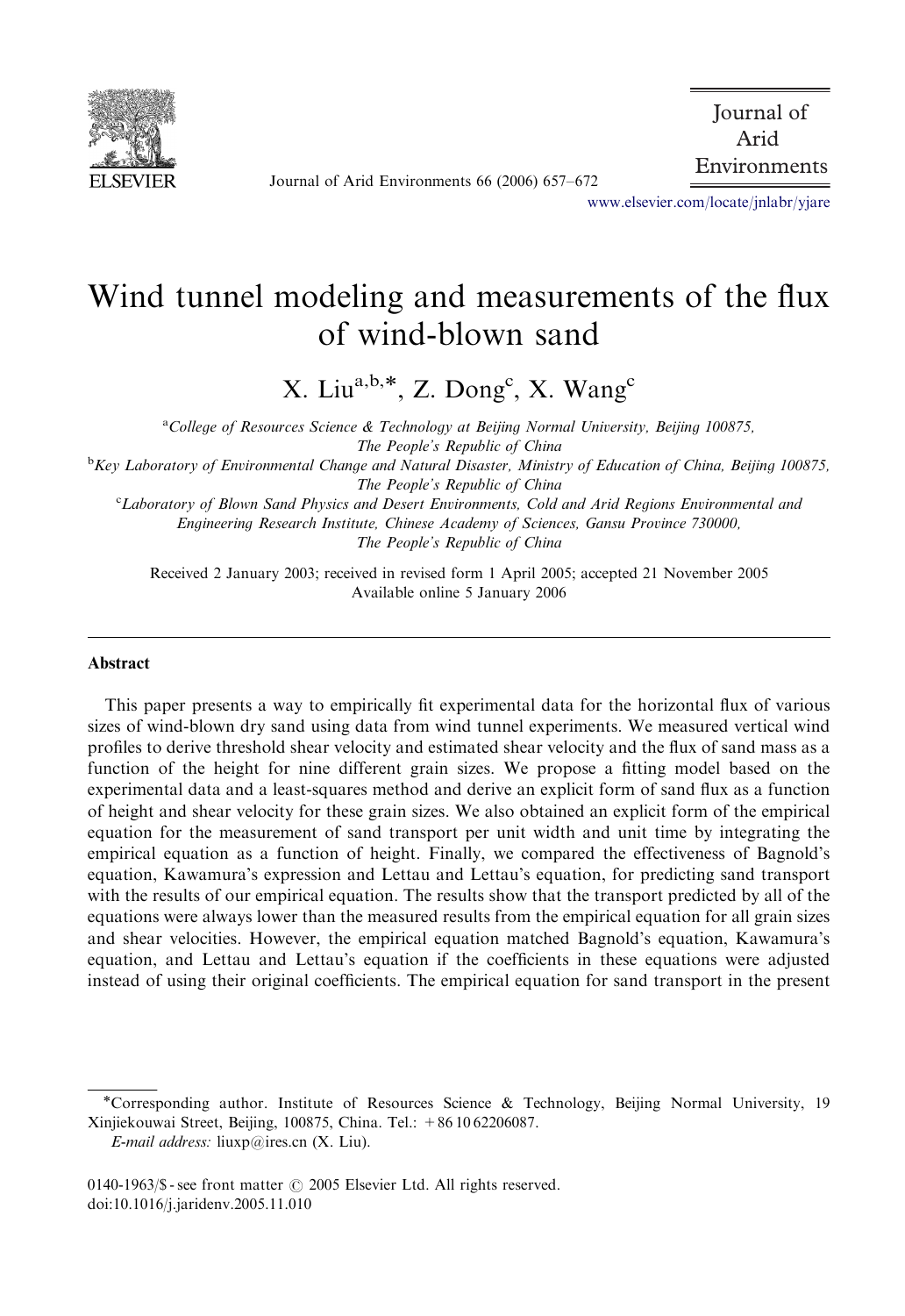# Wind tunnel modeling and measurements of the flux of wind-blown sand

X. Liu[a,b,*], Z. Dong[c], X. Wang[c]

[a] *College of Resources Science & Technology at Beijing Normal University, Beijing 100875, The People's Republic of China*

[b] *Key Laboratory of Environmental Change and Natural Disaster, Ministry of Education of China, Beijing 100875, The People's Republic of China*

[c] *Laboratory of Blown Sand Physics and Desert Environments, Cold and Arid Regions Environmental and Engineering Research Institute, Chinese Academy of Sciences, Gansu Province 730000, The People's Republic of China*

Received 2 January 2003; received in revised form 1 April 2005; accepted 21 November 2005
Available online 5 January 2006

## Abstract

This paper presents a way to empirically fit experimental data for the horizontal flux of various sizes of wind-blown dry sand using data from wind tunnel experiments. We measured vertical wind profiles to derive threshold shear velocity and estimated shear velocity and the flux of sand mass as a function of the height for nine different grain sizes. We propose a fitting model based on the experimental data and a least-squares method and derive an explicit form of sand flux as a function of height and shear velocity for these grain sizes. We also obtained an explicit form of the empirical equation for the measurement of sand transport per unit width and unit time by integrating the empirical equation as a function of height. Finally, we compared the effectiveness of Bagnold's equation, Kawamura's expression and Lettau and Lettau's equation, for predicting sand transport with the results of our empirical equation. The results show that the transport predicted by all of the equations were always lower than the measured results from the empirical equation for all grain sizes and shear velocities. However, the empirical equation matched Bagnold's equation, Kawamura's equation, and Lettau and Lettau's equation if the coefficients in these equations were adjusted instead of using their original coefficients. The empirical equation for sand transport in the present

---

*Corresponding author. Institute of Resources Science & Technology, Beijing Normal University, 19 Xinjiekouwai Street, Beijing, 100875, China. Tel.: +86 10 62206087.

*E-mail address:* liuxp@ires.cn (X. Liu).

0140-1963/$ - see front matter © 2005 Elsevier Ltd. All rights reserved.
doi:10.1016/j.jaridenv.2005.11.010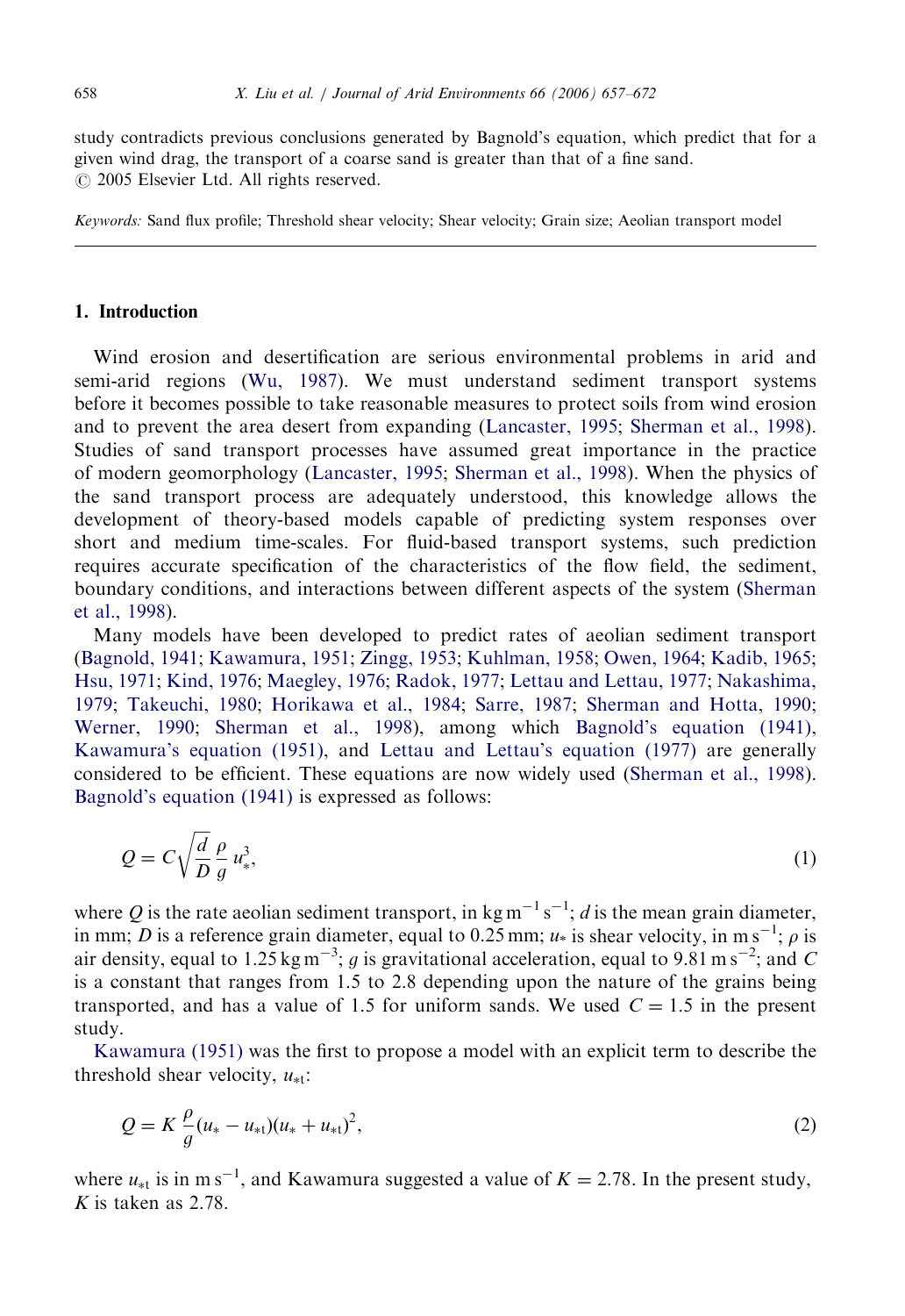study contradicts previous conclusions generated by Bagnold's equation, which predict that for a given wind drag, the transport of a coarse sand is greater than that of a fine sand.
© 2005 Elsevier Ltd. All rights reserved.

*Keywords:* Sand flux profile; Threshold shear velocity; Shear velocity; Grain size; Aeolian transport model

## 1. Introduction

Wind erosion and desertification are serious environmental problems in arid and semi-arid regions (Wu, 1987). We must understand sediment transport systems before it becomes possible to take reasonable measures to protect soils from wind erosion and to prevent the area desert from expanding (Lancaster, 1995; Sherman et al., 1998). Studies of sand transport processes have assumed great importance in the practice of modern geomorphology (Lancaster, 1995; Sherman et al., 1998). When the physics of the sand transport process are adequately understood, this knowledge allows the development of theory-based models capable of predicting system responses over short and medium time-scales. For fluid-based transport systems, such prediction requires accurate specification of the characteristics of the flow field, the sediment, boundary conditions, and interactions between different aspects of the system (Sherman et al., 1998).

Many models have been developed to predict rates of aeolian sediment transport (Bagnold, 1941; Kawamura, 1951; Zingg, 1953; Kuhlman, 1958; Owen, 1964; Kadib, 1965; Hsu, 1971; Kind, 1976; Maegley, 1976; Radok, 1977; Lettau and Lettau, 1977; Nakashima, 1979; Takeuchi, 1980; Horikawa et al., 1984; Sarre, 1987; Sherman and Hotta, 1990; Werner, 1990; Sherman et al., 1998), among which Bagnold's equation (1941), Kawamura's equation (1951), and Lettau and Lettau's equation (1977) are generally considered to be efficient. These equations are now widely used (Sherman et al., 1998). Bagnold's equation (1941) is expressed as follows:

$$Q = C\sqrt{\frac{d}{D}}\frac{\rho}{g}u_*^3, \tag{1}$$

where $Q$ is the rate aeolian sediment transport, in kg m$^{-1}$ s$^{-1}$; $d$ is the mean grain diameter, in mm; $D$ is a reference grain diameter, equal to 0.25 mm; $u_*$ is shear velocity, in m s$^{-1}$; $\rho$ is air density, equal to 1.25 kg m$^{-3}$; $g$ is gravitational acceleration, equal to 9.81 m s$^{-2}$; and $C$ is a constant that ranges from 1.5 to 2.8 depending upon the nature of the grains being transported, and has a value of 1.5 for uniform sands. We used $C = 1.5$ in the present study.

Kawamura (1951) was the first to propose a model with an explicit term to describe the threshold shear velocity, $u_{*t}$:

$$Q = K\frac{\rho}{g}(u_* - u_{*t})(u_* + u_{*t})^2, \tag{2}$$

where $u_{*t}$ is in m s$^{-1}$, and Kawamura suggested a value of $K = 2.78$. In the present study, $K$ is taken as 2.78.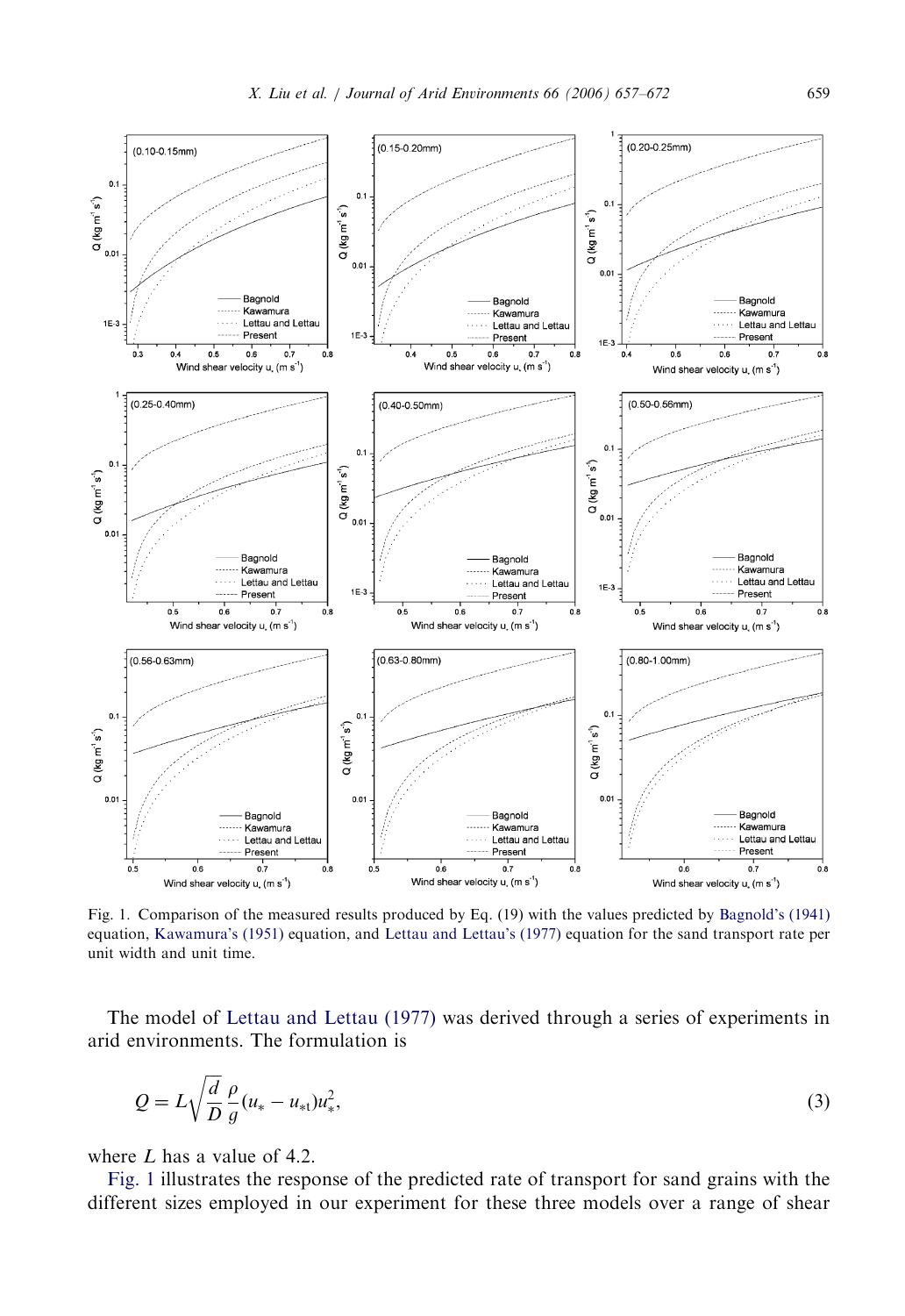Fig. 1. Comparison of the measured results produced by Eq. (19) with the values predicted by Bagnold's (1941) equation, Kawamura's (1951) equation, and Lettau and Lettau's (1977) equation for the sand transport rate per unit width and unit time.

The model of Lettau and Lettau (1977) was derived through a series of experiments in arid environments. The formulation is

$$Q = L\sqrt{\frac{d}{D}}\frac{\rho}{g}(u_* - u_{*t})u_*^2, \tag{3}$$

where $L$ has a value of 4.2.

Fig. 1 illustrates the response of the predicted rate of transport for sand grains with the different sizes employed in our experiment for these three models over a range of shear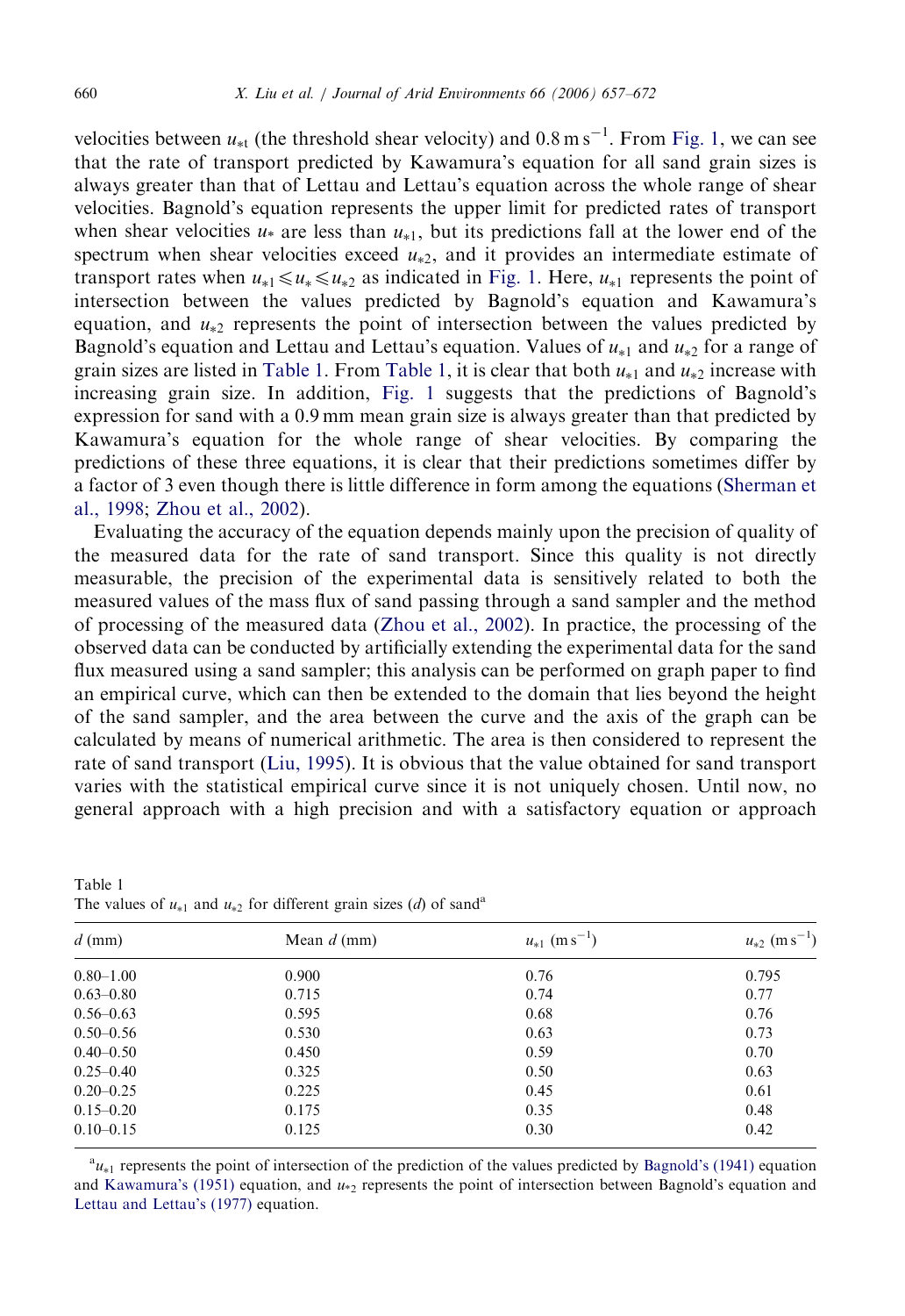velocities between $u_{*t}$ (the threshold shear velocity) and $0.8\,\mathrm{m\,s^{-1}}$. From Fig. 1, we can see that the rate of transport predicted by Kawamura's equation for all sand grain sizes is always greater than that of Lettau and Lettau's equation across the whole range of shear velocities. Bagnold's equation represents the upper limit for predicted rates of transport when shear velocities $u_*$ are less than $u_{*1}$, but its predictions fall at the lower end of the spectrum when shear velocities exceed $u_{*2}$, and it provides an intermediate estimate of transport rates when $u_{*1} \leqslant u_* \leqslant u_{*2}$ as indicated in Fig. 1. Here, $u_{*1}$ represents the point of intersection between the values predicted by Bagnold's equation and Kawamura's equation, and $u_{*2}$ represents the point of intersection between the values predicted by Bagnold's equation and Lettau and Lettau's equation. Values of $u_{*1}$ and $u_{*2}$ for a range of grain sizes are listed in Table 1. From Table 1, it is clear that both $u_{*1}$ and $u_{*2}$ increase with increasing grain size. In addition, Fig. 1 suggests that the predictions of Bagnold's expression for sand with a 0.9 mm mean grain size is always greater than that predicted by Kawamura's equation for the whole range of shear velocities. By comparing the predictions of these three equations, it is clear that their predictions sometimes differ by a factor of 3 even though there is little difference in form among the equations (Sherman et al., 1998; Zhou et al., 2002).

Evaluating the accuracy of the equation depends mainly upon the precision of quality of the measured data for the rate of sand transport. Since this quality is not directly measurable, the precision of the experimental data is sensitively related to both the measured values of the mass flux of sand passing through a sand sampler and the method of processing of the measured data (Zhou et al., 2002). In practice, the processing of the observed data can be conducted by artificially extending the experimental data for the sand flux measured using a sand sampler; this analysis can be performed on graph paper to find an empirical curve, which can then be extended to the domain that lies beyond the height of the sand sampler, and the area between the curve and the axis of the graph can be calculated by means of numerical arithmetic. The area is then considered to represent the rate of sand transport (Liu, 1995). It is obvious that the value obtained for sand transport varies with the statistical empirical curve since it is not uniquely chosen. Until now, no general approach with a high precision and with a satisfactory equation or approach

Table 1
The values of $u_{*1}$ and $u_{*2}$ for different grain sizes ($d$) of sand[a]

| $d$ (mm) | Mean $d$ (mm) | $u_{*1}$ $(\mathrm{m\,s^{-1}})$ | $u_{*2}$ $(\mathrm{m\,s^{-1}})$ |
|---|---|---|---|
| 0.80–1.00 | 0.900 | 0.76 | 0.795 |
| 0.63–0.80 | 0.715 | 0.74 | 0.77 |
| 0.56–0.63 | 0.595 | 0.68 | 0.76 |
| 0.50–0.56 | 0.530 | 0.63 | 0.73 |
| 0.40–0.50 | 0.450 | 0.59 | 0.70 |
| 0.25–0.40 | 0.325 | 0.50 | 0.63 |
| 0.20–0.25 | 0.225 | 0.45 | 0.61 |
| 0.15–0.20 | 0.175 | 0.35 | 0.48 |
| 0.10–0.15 | 0.125 | 0.30 | 0.42 |

[a] $u_{*1}$ represents the point of intersection of the prediction of the values predicted by Bagnold's (1941) equation and Kawamura's (1951) equation, and $u_{*2}$ represents the point of intersection between Bagnold's equation and Lettau and Lettau's (1977) equation.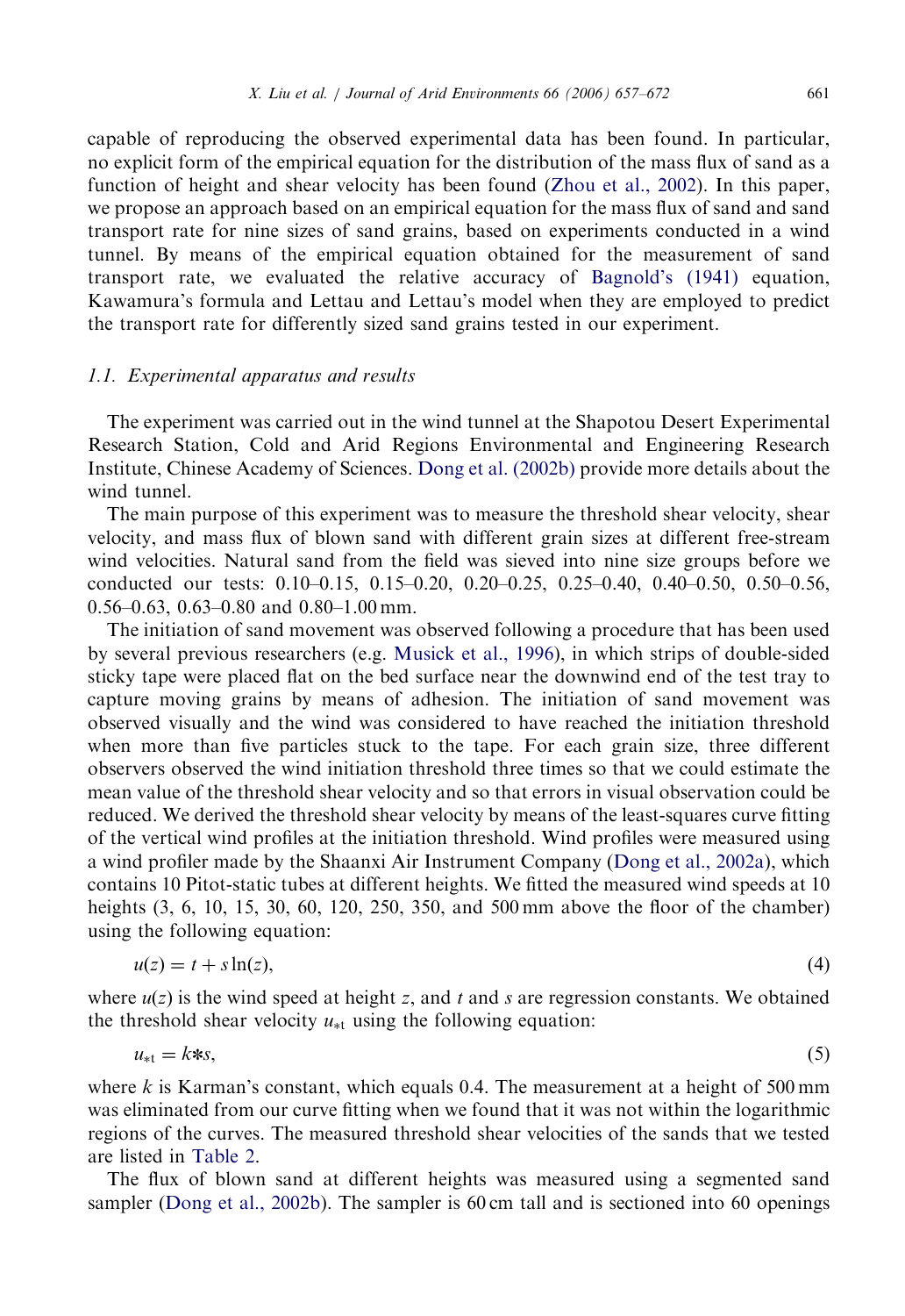capable of reproducing the observed experimental data has been found. In particular, no explicit form of the empirical equation for the distribution of the mass flux of sand as a function of height and shear velocity has been found (Zhou et al., 2002). In this paper, we propose an approach based on an empirical equation for the mass flux of sand and sand transport rate for nine sizes of sand grains, based on experiments conducted in a wind tunnel. By means of the empirical equation obtained for the measurement of sand transport rate, we evaluated the relative accuracy of Bagnold's (1941) equation, Kawamura's formula and Lettau and Lettau's model when they are employed to predict the transport rate for differently sized sand grains tested in our experiment.

### 1.1. Experimental apparatus and results

The experiment was carried out in the wind tunnel at the Shapotou Desert Experimental Research Station, Cold and Arid Regions Environmental and Engineering Research Institute, Chinese Academy of Sciences. Dong et al. (2002b) provide more details about the wind tunnel.

The main purpose of this experiment was to measure the threshold shear velocity, shear velocity, and mass flux of blown sand with different grain sizes at different free-stream wind velocities. Natural sand from the field was sieved into nine size groups before we conducted our tests: 0.10–0.15, 0.15–0.20, 0.20–0.25, 0.25–0.40, 0.40–0.50, 0.50–0.56, 0.56–0.63, 0.63–0.80 and 0.80–1.00 mm.

The initiation of sand movement was observed following a procedure that has been used by several previous researchers (e.g. Musick et al., 1996), in which strips of double-sided sticky tape were placed flat on the bed surface near the downwind end of the test tray to capture moving grains by means of adhesion. The initiation of sand movement was observed visually and the wind was considered to have reached the initiation threshold when more than five particles stuck to the tape. For each grain size, three different observers observed the wind initiation threshold three times so that we could estimate the mean value of the threshold shear velocity and so that errors in visual observation could be reduced. We derived the threshold shear velocity by means of the least-squares curve fitting of the vertical wind profiles at the initiation threshold. Wind profiles were measured using a wind profiler made by the Shaanxi Air Instrument Company (Dong et al., 2002a), which contains 10 Pitot-static tubes at different heights. We fitted the measured wind speeds at 10 heights (3, 6, 10, 15, 30, 60, 120, 250, 350, and 500 mm above the floor of the chamber) using the following equation:

$$u(z) = t + s\ln(z), \tag{4}$$

where $u(z)$ is the wind speed at height $z$, and $t$ and $s$ are regression constants. We obtained the threshold shear velocity $u_{*t}$ using the following equation:

$$u_{*t} = k * s, \tag{5}$$

where $k$ is Karman's constant, which equals 0.4. The measurement at a height of 500 mm was eliminated from our curve fitting when we found that it was not within the logarithmic regions of the curves. The measured threshold shear velocities of the sands that we tested are listed in Table 2.

The flux of blown sand at different heights was measured using a segmented sand sampler (Dong et al., 2002b). The sampler is 60 cm tall and is sectioned into 60 openings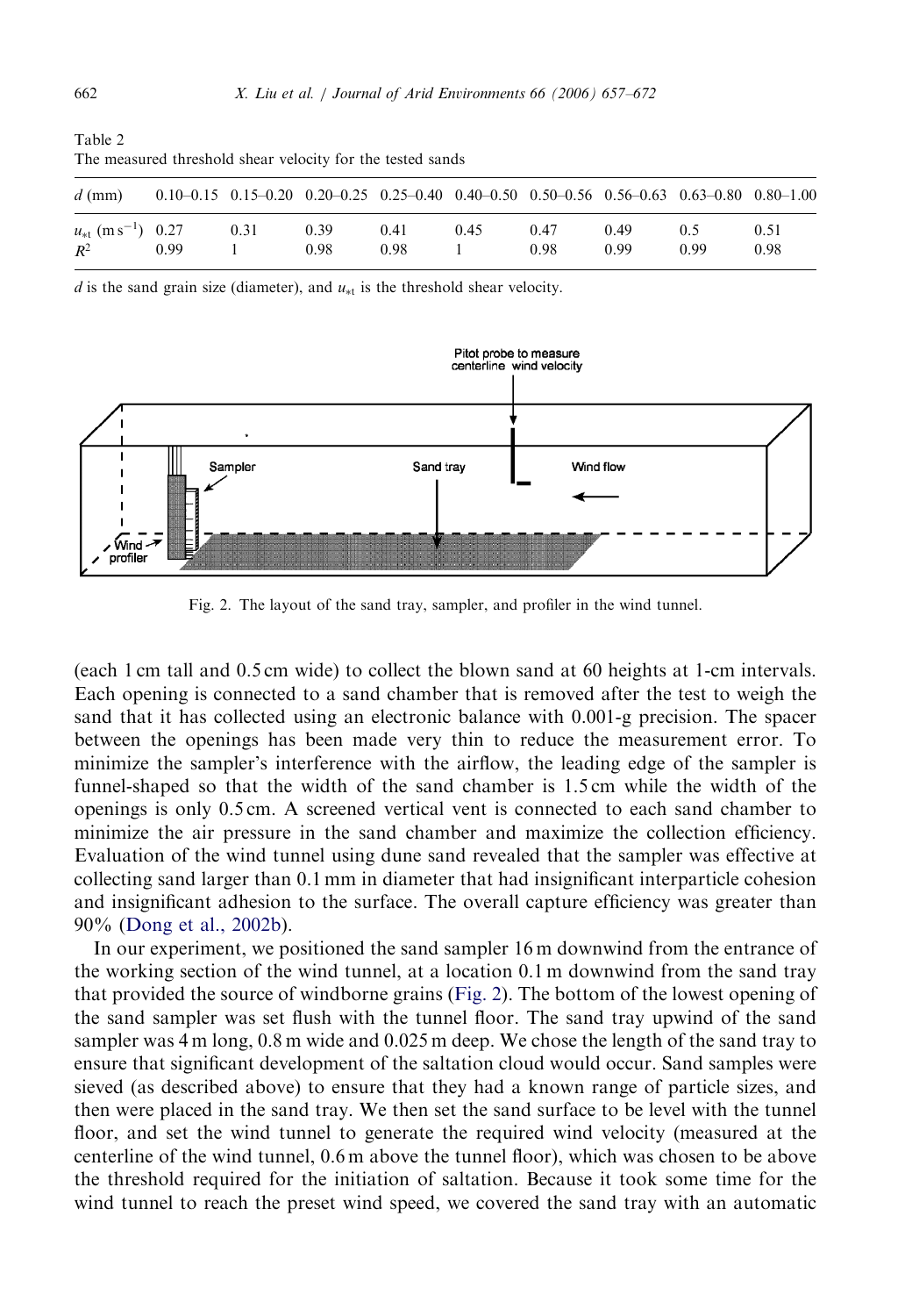Table 2
The measured threshold shear velocity for the tested sands

| $d$ (mm) | 0.10–0.15 | 0.15–0.20 | 0.20–0.25 | 0.25–0.40 | 0.40–0.50 | 0.50–0.56 | 0.56–0.63 | 0.63–0.80 | 0.80–1.00 |
|---|---|---|---|---|---|---|---|---|---|
| $u_{*t}$ (m s$^{-1}$) | 0.27 | 0.31 | 0.39 | 0.41 | 0.45 | 0.47 | 0.49 | 0.5 | 0.51 |
| $R^2$ | 0.99 | 1 | 0.98 | 0.98 | 1 | 0.98 | 0.99 | 0.99 | 0.98 |

$d$ is the sand grain size (diameter), and $u_{*t}$ is the threshold shear velocity.

Fig. 2. The layout of the sand tray, sampler, and profiler in the wind tunnel.

(each 1 cm tall and 0.5 cm wide) to collect the blown sand at 60 heights at 1-cm intervals. Each opening is connected to a sand chamber that is removed after the test to weigh the sand that it has collected using an electronic balance with 0.001-g precision. The spacer between the openings has been made very thin to reduce the measurement error. To minimize the sampler's interference with the airflow, the leading edge of the sampler is funnel-shaped so that the width of the sand chamber is 1.5 cm while the width of the openings is only 0.5 cm. A screened vertical vent is connected to each sand chamber to minimize the air pressure in the sand chamber and maximize the collection efficiency. Evaluation of the wind tunnel using dune sand revealed that the sampler was effective at collecting sand larger than 0.1 mm in diameter that had insignificant interparticle cohesion and insignificant adhesion to the surface. The overall capture efficiency was greater than 90% (Dong et al., 2002b).

In our experiment, we positioned the sand sampler 16 m downwind from the entrance of the working section of the wind tunnel, at a location 0.1 m downwind from the sand tray that provided the source of windborne grains (Fig. 2). The bottom of the lowest opening of the sand sampler was set flush with the tunnel floor. The sand tray upwind of the sand sampler was 4 m long, 0.8 m wide and 0.025 m deep. We chose the length of the sand tray to ensure that significant development of the saltation cloud would occur. Sand samples were sieved (as described above) to ensure that they had a known range of particle sizes, and then were placed in the sand tray. We then set the sand surface to be level with the tunnel floor, and set the wind tunnel to generate the required wind velocity (measured at the centerline of the wind tunnel, 0.6 m above the tunnel floor), which was chosen to be above the threshold required for the initiation of saltation. Because it took some time for the wind tunnel to reach the preset wind speed, we covered the sand tray with an automatic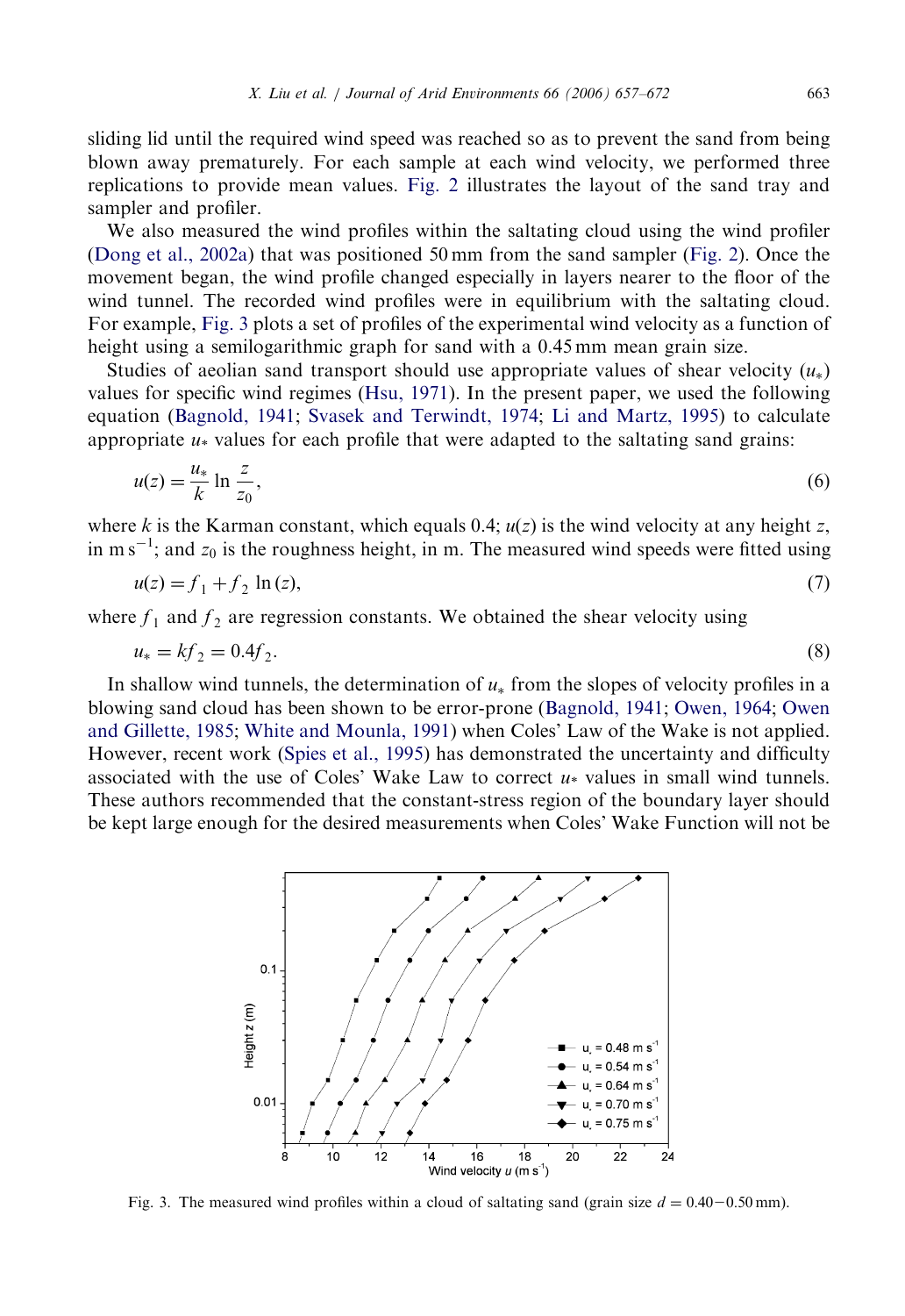sliding lid until the required wind speed was reached so as to prevent the sand from being blown away prematurely. For each sample at each wind velocity, we performed three replications to provide mean values. Fig. 2 illustrates the layout of the sand tray and sampler and profiler.

We also measured the wind profiles within the saltating cloud using the wind profiler (Dong et al., 2002a) that was positioned 50 mm from the sand sampler (Fig. 2). Once the movement began, the wind profile changed especially in layers nearer to the floor of the wind tunnel. The recorded wind profiles were in equilibrium with the saltating cloud. For example, Fig. 3 plots a set of profiles of the experimental wind velocity as a function of height using a semilogarithmic graph for sand with a 0.45 mm mean grain size.

Studies of aeolian sand transport should use appropriate values of shear velocity ($u_*$) values for specific wind regimes (Hsu, 1971). In the present paper, we used the following equation (Bagnold, 1941; Svasek and Terwindt, 1974; Li and Martz, 1995) to calculate appropriate $u_*$ values for each profile that were adapted to the saltating sand grains:

$$u(z) = \frac{u_*}{k} \ln \frac{z}{z_0}, \tag{6}$$

where $k$ is the Karman constant, which equals 0.4; $u(z)$ is the wind velocity at any height $z$, in m s$^{-1}$; and $z_0$ is the roughness height, in m. The measured wind speeds were fitted using

$$u(z) = f_1 + f_2 \ln(z), \tag{7}$$

where $f_1$ and $f_2$ are regression constants. We obtained the shear velocity using

$$u_* = kf_2 = 0.4f_2. \tag{8}$$

In shallow wind tunnels, the determination of $u_*$ from the slopes of velocity profiles in a blowing sand cloud has been shown to be error-prone (Bagnold, 1941; Owen, 1964; Owen and Gillette, 1985; White and Mounla, 1991) when Coles' Law of the Wake is not applied. However, recent work (Spies et al., 1995) has demonstrated the uncertainty and difficulty associated with the use of Coles' Wake Law to correct $u_*$ values in small wind tunnels. These authors recommended that the constant-stress region of the boundary layer should be kept large enough for the desired measurements when Coles' Wake Function will not be

Fig. 3. The measured wind profiles within a cloud of saltating sand (grain size $d = 0.40-0.50$ mm).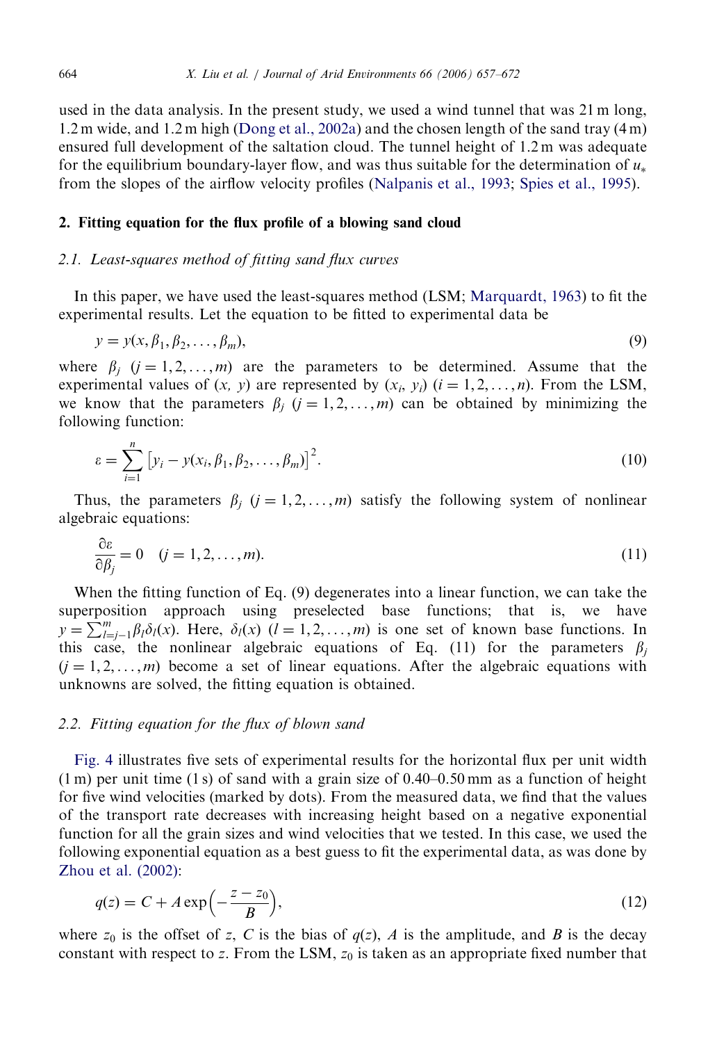used in the data analysis. In the present study, we used a wind tunnel that was 21 m long, 1.2 m wide, and 1.2 m high (Dong et al., 2002a) and the chosen length of the sand tray (4 m) ensured full development of the saltation cloud. The tunnel height of 1.2 m was adequate for the equilibrium boundary-layer flow, and was thus suitable for the determination of $u_*$ from the slopes of the airflow velocity profiles (Nalpanis et al., 1993; Spies et al., 1995).

## 2. Fitting equation for the flux profile of a blowing sand cloud

### 2.1. Least-squares method of fitting sand flux curves

In this paper, we have used the least-squares method (LSM; Marquardt, 1963) to fit the experimental results. Let the equation to be fitted to experimental data be

$$y = y(x, \beta_1, \beta_2, \ldots, \beta_m), \tag{9}$$

where $\beta_j$ $(j = 1, 2, \ldots, m)$ are the parameters to be determined. Assume that the experimental values of $(x, y)$ are represented by $(x_i, y_i)$ $(i = 1, 2, \ldots, n)$. From the LSM, we know that the parameters $\beta_j$ $(j = 1, 2, \ldots, m)$ can be obtained by minimizing the following function:

$$\varepsilon = \sum_{i=1}^{n} \left[ y_i - y(x_i, \beta_1, \beta_2, \ldots, \beta_m) \right]^2. \tag{10}$$

Thus, the parameters $\beta_j$ $(j = 1, 2, \ldots, m)$ satisfy the following system of nonlinear algebraic equations:

$$\frac{\partial \varepsilon}{\partial \beta_j} = 0 \quad (j = 1, 2, \ldots, m). \tag{11}$$

When the fitting function of Eq. (9) degenerates into a linear function, we can take the superposition approach using preselected base functions; that is, we have $y = \sum_{l=j-1}^{m} \beta_l \delta_l(x)$. Here, $\delta_l(x)$ $(l = 1, 2, \ldots, m)$ is one set of known base functions. In this case, the nonlinear algebraic equations of Eq. (11) for the parameters $\beta_j$ $(j = 1, 2, \ldots, m)$ become a set of linear equations. After the algebraic equations with unknowns are solved, the fitting equation is obtained.

### 2.2. Fitting equation for the flux of blown sand

Fig. 4 illustrates five sets of experimental results for the horizontal flux per unit width (1 m) per unit time (1 s) of sand with a grain size of 0.40–0.50 mm as a function of height for five wind velocities (marked by dots). From the measured data, we find that the values of the transport rate decreases with increasing height based on a negative exponential function for all the grain sizes and wind velocities that we tested. In this case, we used the following exponential equation as a best guess to fit the experimental data, as was done by Zhou et al. (2002):

$$q(z) = C + A \exp\left(-\frac{z - z_0}{B}\right), \tag{12}$$

where $z_0$ is the offset of $z$, $C$ is the bias of $q(z)$, $A$ is the amplitude, and $B$ is the decay constant with respect to $z$. From the LSM, $z_0$ is taken as an appropriate fixed number that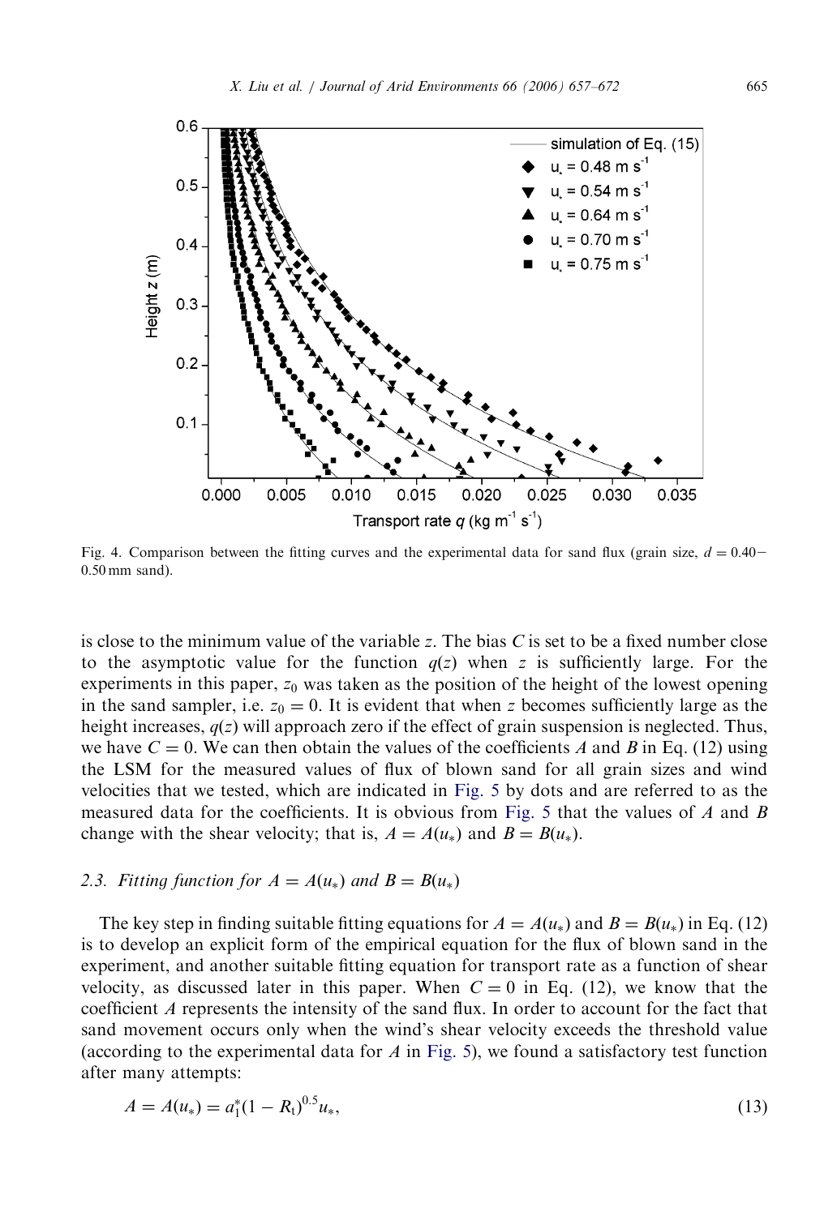Fig. 4. Comparison between the fitting curves and the experimental data for sand flux (grain size, $d = 0.40-0.50$ mm sand).

is close to the minimum value of the variable $z$. The bias $C$ is set to be a fixed number close to the asymptotic value for the function $q(z)$ when $z$ is sufficiently large. For the experiments in this paper, $z_0$ was taken as the position of the height of the lowest opening in the sand sampler, i.e. $z_0 = 0$. It is evident that when $z$ becomes sufficiently large as the height increases, $q(z)$ will approach zero if the effect of grain suspension is neglected. Thus, we have $C = 0$. We can then obtain the values of the coefficients $A$ and $B$ in Eq. (12) using the LSM for the measured values of flux of blown sand for all grain sizes and wind velocities that we tested, which are indicated in Fig. 5 by dots and are referred to as the measured data for the coefficients. It is obvious from Fig. 5 that the values of $A$ and $B$ change with the shear velocity; that is, $A = A(u_*)$ and $B = B(u_*)$.

### 2.3. Fitting function for $A = A(u_*)$ and $B = B(u_*)$

The key step in finding suitable fitting equations for $A = A(u_*)$ and $B = B(u_*)$ in Eq. (12) is to develop an explicit form of the empirical equation for the flux of blown sand in the experiment, and another suitable fitting equation for transport rate as a function of shear velocity, as discussed later in this paper. When $C = 0$ in Eq. (12), we know that the coefficient $A$ represents the intensity of the sand flux. In order to account for the fact that sand movement occurs only when the wind's shear velocity exceeds the threshold value (according to the experimental data for $A$ in Fig. 5), we found a satisfactory test function after many attempts:

$$A = A(u_*) = a_1^*(1 - R_t)^{0.5}u_*, \tag{13}$$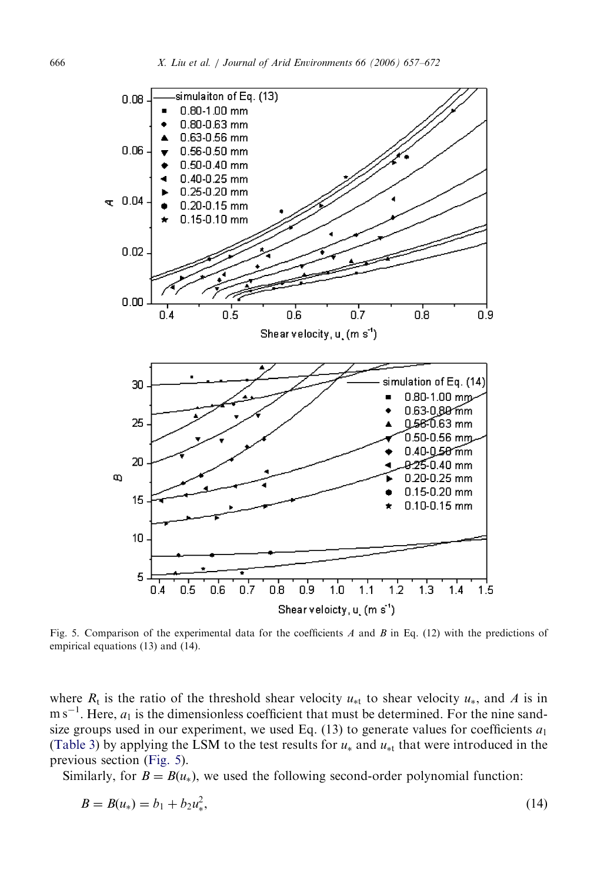Fig. 5. Comparison of the experimental data for the coefficients $A$ and $B$ in Eq. (12) with the predictions of empirical equations (13) and (14).

where $R_t$ is the ratio of the threshold shear velocity $u_{*t}$ to shear velocity $u_*$, and $A$ is in $\mathrm{m\,s^{-1}}$. Here, $a_1$ is the dimensionless coefficient that must be determined. For the nine sand-size groups used in our experiment, we used Eq. (13) to generate values for coefficients $a_1$ (Table 3) by applying the LSM to the test results for $u_*$ and $u_{*t}$ that were introduced in the previous section (Fig. 5).

Similarly, for $B = B(u_*)$, we used the following second-order polynomial function:

$$B = B(u_*) = b_1 + b_2 u_*^2, \tag{14}$$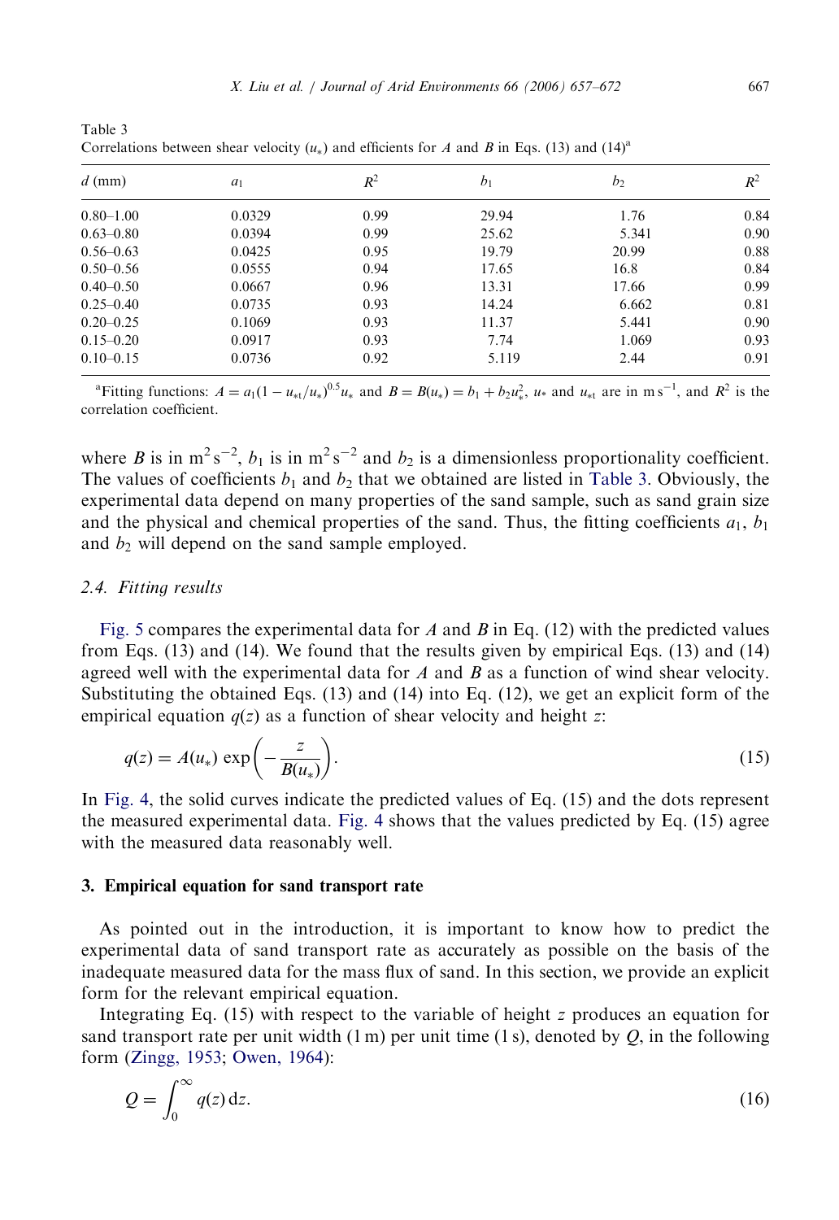Table 3
Correlations between shear velocity ($u_*$) and efficients for $A$ and $B$ in Eqs. (13) and (14)[a]

| $d$ (mm) | $a_1$ | $R^2$ | $b_1$ | $b_2$ | $R^2$ |
|---|---|---|---|---|---|
| 0.80–1.00 | 0.0329 | 0.99 | 29.94 | 1.76 | 0.84 |
| 0.63–0.80 | 0.0394 | 0.99 | 25.62 | 5.341 | 0.90 |
| 0.56–0.63 | 0.0425 | 0.95 | 19.79 | 20.99 | 0.88 |
| 0.50–0.56 | 0.0555 | 0.94 | 17.65 | 16.8 | 0.84 |
| 0.40–0.50 | 0.0667 | 0.96 | 13.31 | 17.66 | 0.99 |
| 0.25–0.40 | 0.0735 | 0.93 | 14.24 | 6.662 | 0.81 |
| 0.20–0.25 | 0.1069 | 0.93 | 11.37 | 5.441 | 0.90 |
| 0.15–0.20 | 0.0917 | 0.93 | 7.74 | 1.069 | 0.93 |
| 0.10–0.15 | 0.0736 | 0.92 | 5.119 | 2.44 | 0.91 |

[a]Fitting functions: $A = a_1(1 - u_{*t}/u_*)^{0.5}u_*$ and $B = B(u_*) = b_1 + b_2u_*^2$, $u_*$ and $u_{*t}$ are in $\mathrm{m\,s^{-1}}$, and $R^2$ is the correlation coefficient.

where $B$ is in $\mathrm{m^2\,s^{-2}}$, $b_1$ is in $\mathrm{m^2\,s^{-2}}$ and $b_2$ is a dimensionless proportionality coefficient. The values of coefficients $b_1$ and $b_2$ that we obtained are listed in Table 3. Obviously, the experimental data depend on many properties of the sand sample, such as sand grain size and the physical and chemical properties of the sand. Thus, the fitting coefficients $a_1$, $b_1$ and $b_2$ will depend on the sand sample employed.

### 2.4. Fitting results

Fig. 5 compares the experimental data for $A$ and $B$ in Eq. (12) with the predicted values from Eqs. (13) and (14). We found that the results given by empirical Eqs. (13) and (14) agreed well with the experimental data for $A$ and $B$ as a function of wind shear velocity. Substituting the obtained Eqs. (13) and (14) into Eq. (12), we get an explicit form of the empirical equation $q(z)$ as a function of shear velocity and height $z$:

$$q(z) = A(u_*)\exp\left(-\frac{z}{B(u_*)}\right). \tag{15}$$

In Fig. 4, the solid curves indicate the predicted values of Eq. (15) and the dots represent the measured experimental data. Fig. 4 shows that the values predicted by Eq. (15) agree with the measured data reasonably well.

## 3. Empirical equation for sand transport rate

As pointed out in the introduction, it is important to know how to predict the experimental data of sand transport rate as accurately as possible on the basis of the inadequate measured data for the mass flux of sand. In this section, we provide an explicit form for the relevant empirical equation.

Integrating Eq. (15) with respect to the variable of height $z$ produces an equation for sand transport rate per unit width (1 m) per unit time (1 s), denoted by $Q$, in the following form (Zingg, 1953; Owen, 1964):

$$Q = \int_0^\infty q(z)\,\mathrm{d}z. \tag{16}$$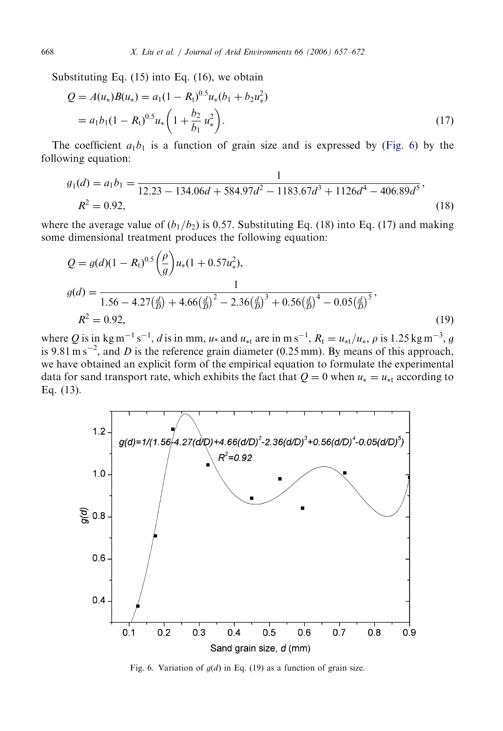Substituting Eq. (15) into Eq. (16), we obtain

$$
\begin{aligned}
Q &= A(u_*)B(u_*) = a_1(1 - R_t)^{0.5}u_*(b_1 + b_2 u_*^2) \\
&= a_1 b_1 (1 - R_t)^{0.5} u_* \left(1 + \frac{b_2}{b_1} u_*^2\right).
\end{aligned} \tag{17}
$$

The coefficient $a_1 b_1$ is a function of grain size and is expressed by (Fig. 6) by the following equation:

$$
g_1(d) = a_1 b_1 = \frac{1}{12.23 - 134.06d + 584.97d^2 - 1183.67d^3 + 1126d^4 - 406.89d^5},
$$
$$
R^2 = 0.92, \tag{18}
$$

where the average value of $(b_1/b_2)$ is 0.57. Substituting Eq. (18) into Eq. (17) and making some dimensional treatment produces the following equation:

$$
Q = g(d)(1 - R_t)^{0.5}\left(\frac{\rho}{g}\right)u_*(1 + 0.57u_*^2),
$$
$$
g(d) = \frac{1}{1.56 - 4.27\left(\frac{d}{D}\right) + 4.66\left(\frac{d}{D}\right)^2 - 2.36\left(\frac{d}{D}\right)^3 + 0.56\left(\frac{d}{D}\right)^4 - 0.05\left(\frac{d}{D}\right)^5},
$$
$$
R^2 = 0.92, \tag{19}
$$

where $Q$ is in $\mathrm{kg\,m^{-1}\,s^{-1}}$, $d$ is in mm, $u_*$ and $u_{*t}$ are in $\mathrm{m\,s^{-1}}$, $R_t = u_{*t}/u_*$, $\rho$ is $1.25\,\mathrm{kg\,m^{-3}}$, $g$ is $9.81\,\mathrm{m\,s^{-2}}$, and $D$ is the reference grain diameter (0.25 mm). By means of this approach, we have obtained an explicit form of the empirical equation to formulate the experimental data for sand transport rate, which exhibits the fact that $Q = 0$ when $u_* = u_{*t}$ according to Eq. (13).

Fig. 6. Variation of $g(d)$ in Eq. (19) as a function of grain size.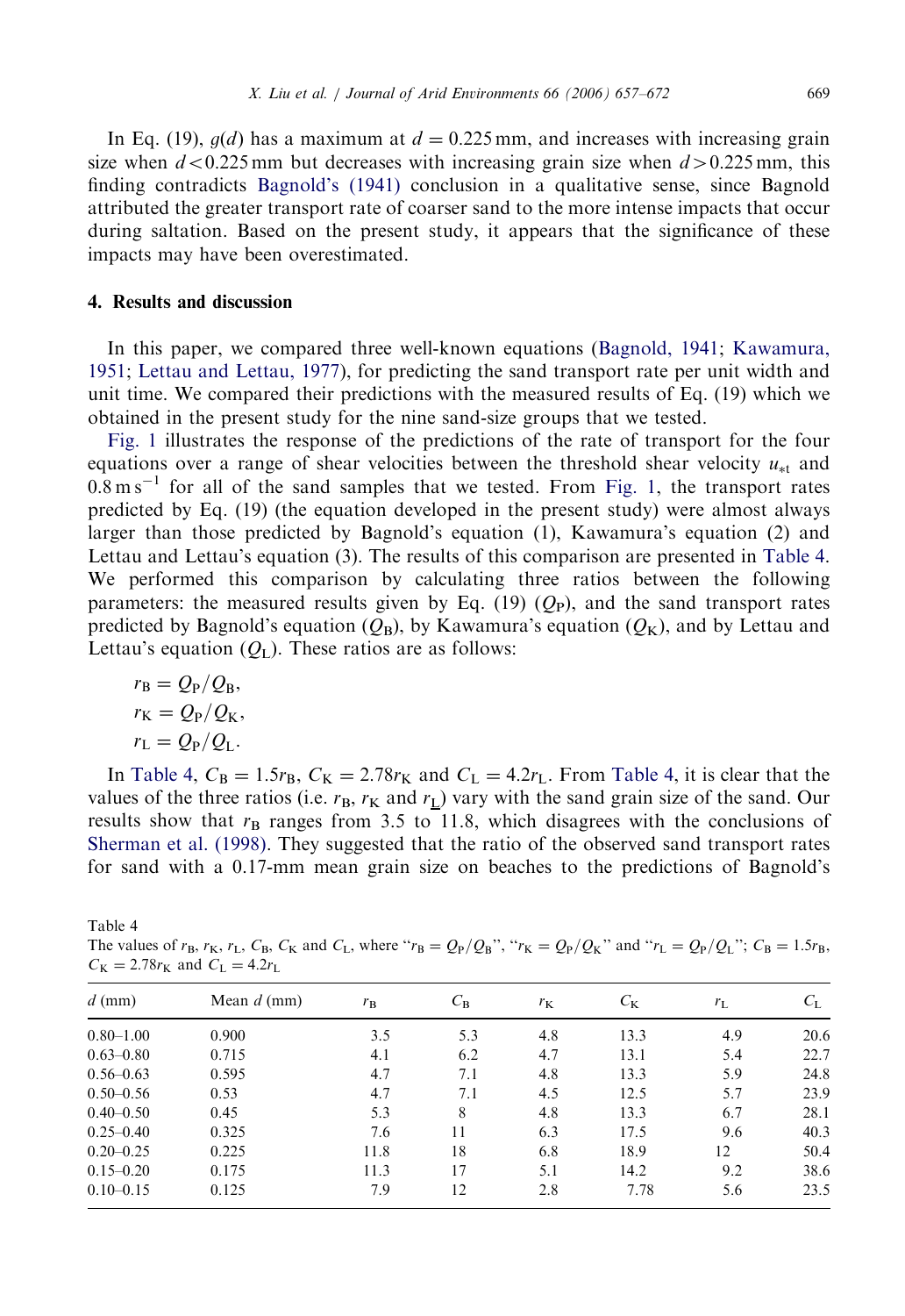In Eq. (19), $g(d)$ has a maximum at $d = 0.225$ mm, and increases with increasing grain size when $d < 0.225$ mm but decreases with increasing grain size when $d > 0.225$ mm, this finding contradicts Bagnold's (1941) conclusion in a qualitative sense, since Bagnold attributed the greater transport rate of coarser sand to the more intense impacts that occur during saltation. Based on the present study, it appears that the significance of these impacts may have been overestimated.

## 4. Results and discussion

In this paper, we compared three well-known equations (Bagnold, 1941; Kawamura, 1951; Lettau and Lettau, 1977), for predicting the sand transport rate per unit width and unit time. We compared their predictions with the measured results of Eq. (19) which we obtained in the present study for the nine sand-size groups that we tested.

Fig. 1 illustrates the response of the predictions of the rate of transport for the four equations over a range of shear velocities between the threshold shear velocity $u_{*t}$ and $0.8\,\mathrm{m\,s^{-1}}$ for all of the sand samples that we tested. From Fig. 1, the transport rates predicted by Eq. (19) (the equation developed in the present study) were almost always larger than those predicted by Bagnold's equation (1), Kawamura's equation (2) and Lettau and Lettau's equation (3). The results of this comparison are presented in Table 4. We performed this comparison by calculating three ratios between the following parameters: the measured results given by Eq. (19) ($Q_\mathrm{P}$), and the sand transport rates predicted by Bagnold's equation ($Q_\mathrm{B}$), by Kawamura's equation ($Q_\mathrm{K}$), and by Lettau and Lettau's equation ($Q_\mathrm{L}$). These ratios are as follows:

$$r_\mathrm{B} = Q_\mathrm{P}/Q_\mathrm{B},$$
$$r_\mathrm{K} = Q_\mathrm{P}/Q_\mathrm{K},$$
$$r_\mathrm{L} = Q_\mathrm{P}/Q_\mathrm{L}.$$

In Table 4, $C_\mathrm{B} = 1.5r_\mathrm{B}$, $C_\mathrm{K} = 2.78r_\mathrm{K}$ and $C_\mathrm{L} = 4.2r_\mathrm{L}$. From Table 4, it is clear that the values of the three ratios (i.e. $r_\mathrm{B}$, $r_\mathrm{K}$ and $r_\mathrm{L}$) vary with the sand grain size of the sand. Our results show that $r_\mathrm{B}$ ranges from 3.5 to 11.8, which disagrees with the conclusions of Sherman et al. (1998). They suggested that the ratio of the observed sand transport rates for sand with a 0.17-mm mean grain size on beaches to the predictions of Bagnold's

Table 4
The values of $r_\mathrm{B}$, $r_\mathrm{K}$, $r_\mathrm{L}$, $C_\mathrm{B}$, $C_\mathrm{K}$ and $C_\mathrm{L}$, where "$r_\mathrm{B} = Q_\mathrm{P}/Q_\mathrm{B}$", "$r_\mathrm{K} = Q_\mathrm{P}/Q_\mathrm{K}$" and "$r_\mathrm{L} = Q_\mathrm{P}/Q_\mathrm{L}$"; $C_\mathrm{B} = 1.5r_\mathrm{B}$, $C_\mathrm{K} = 2.78r_\mathrm{K}$ and $C_\mathrm{L} = 4.2r_\mathrm{L}$

| $d$ (mm) | Mean $d$ (mm) | $r_\mathrm{B}$ | $C_\mathrm{B}$ | $r_\mathrm{K}$ | $C_\mathrm{K}$ | $r_\mathrm{L}$ | $C_\mathrm{L}$ |
|---|---|---|---|---|---|---|---|
| 0.80–1.00 | 0.900 | 3.5 | 5.3 | 4.8 | 13.3 | 4.9 | 20.6 |
| 0.63–0.80 | 0.715 | 4.1 | 6.2 | 4.7 | 13.1 | 5.4 | 22.7 |
| 0.56–0.63 | 0.595 | 4.7 | 7.1 | 4.8 | 13.3 | 5.9 | 24.8 |
| 0.50–0.56 | 0.53 | 4.7 | 7.1 | 4.5 | 12.5 | 5.7 | 23.9 |
| 0.40–0.50 | 0.45 | 5.3 | 8 | 4.8 | 13.3 | 6.7 | 28.1 |
| 0.25–0.40 | 0.325 | 7.6 | 11 | 6.3 | 17.5 | 9.6 | 40.3 |
| 0.20–0.25 | 0.225 | 11.8 | 18 | 6.8 | 18.9 | 12 | 50.4 |
| 0.15–0.20 | 0.175 | 11.3 | 17 | 5.1 | 14.2 | 9.2 | 38.6 |
| 0.10–0.15 | 0.125 | 7.9 | 12 | 2.8 | 7.78 | 5.6 | 23.5 |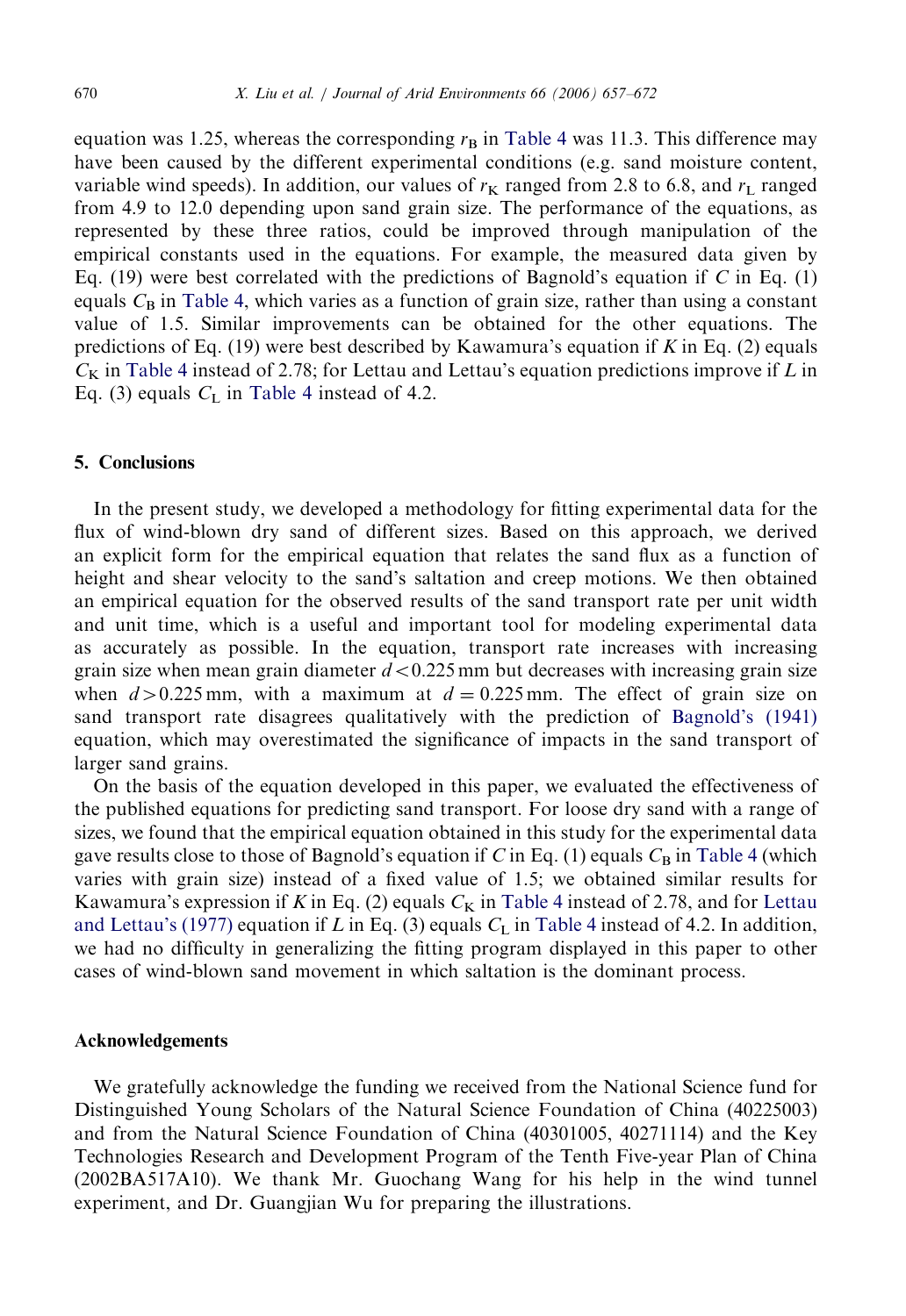equation was 1.25, whereas the corresponding $r_B$ in Table 4 was 11.3. This difference may have been caused by the different experimental conditions (e.g. sand moisture content, variable wind speeds). In addition, our values of $r_K$ ranged from 2.8 to 6.8, and $r_L$ ranged from 4.9 to 12.0 depending upon sand grain size. The performance of the equations, as represented by these three ratios, could be improved through manipulation of the empirical constants used in the equations. For example, the measured data given by Eq. (19) were best correlated with the predictions of Bagnold's equation if $C$ in Eq. (1) equals $C_B$ in Table 4, which varies as a function of grain size, rather than using a constant value of 1.5. Similar improvements can be obtained for the other equations. The predictions of Eq. (19) were best described by Kawamura's equation if $K$ in Eq. (2) equals $C_K$ in Table 4 instead of 2.78; for Lettau and Lettau's equation predictions improve if $L$ in Eq. (3) equals $C_L$ in Table 4 instead of 4.2.

## 5. Conclusions

In the present study, we developed a methodology for fitting experimental data for the flux of wind-blown dry sand of different sizes. Based on this approach, we derived an explicit form for the empirical equation that relates the sand flux as a function of height and shear velocity to the sand's saltation and creep motions. We then obtained an empirical equation for the observed results of the sand transport rate per unit width and unit time, which is a useful and important tool for modeling experimental data as accurately as possible. In the equation, transport rate increases with increasing grain size when mean grain diameter $d < 0.225$ mm but decreases with increasing grain size when $d > 0.225$ mm, with a maximum at $d = 0.225$ mm. The effect of grain size on sand transport rate disagrees qualitatively with the prediction of Bagnold's (1941) equation, which may overestimated the significance of impacts in the sand transport of larger sand grains.

On the basis of the equation developed in this paper, we evaluated the effectiveness of the published equations for predicting sand transport. For loose dry sand with a range of sizes, we found that the empirical equation obtained in this study for the experimental data gave results close to those of Bagnold's equation if $C$ in Eq. (1) equals $C_B$ in Table 4 (which varies with grain size) instead of a fixed value of 1.5; we obtained similar results for Kawamura's expression if $K$ in Eq. (2) equals $C_K$ in Table 4 instead of 2.78, and for Lettau and Lettau's (1977) equation if $L$ in Eq. (3) equals $C_L$ in Table 4 instead of 4.2. In addition, we had no difficulty in generalizing the fitting program displayed in this paper to other cases of wind-blown sand movement in which saltation is the dominant process.

## Acknowledgements

We gratefully acknowledge the funding we received from the National Science fund for Distinguished Young Scholars of the Natural Science Foundation of China (40225003) and from the Natural Science Foundation of China (40301005, 40271114) and the Key Technologies Research and Development Program of the Tenth Five-year Plan of China (2002BA517A10). We thank Mr. Guochang Wang for his help in the wind tunnel experiment, and Dr. Guangjian Wu for preparing the illustrations.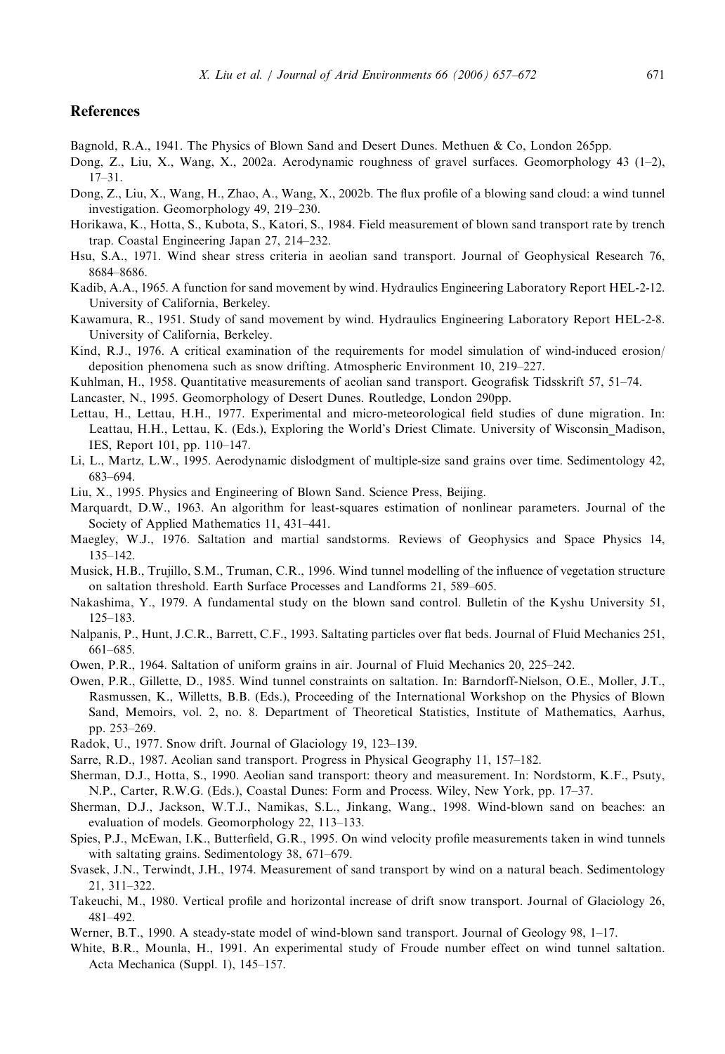## References

Bagnold, R.A., 1941. The Physics of Blown Sand and Desert Dunes. Methuen & Co, London 265pp.

Dong, Z., Liu, X., Wang, X., 2002a. Aerodynamic roughness of gravel surfaces. Geomorphology 43 (1–2), 17–31.

Dong, Z., Liu, X., Wang, H., Zhao, A., Wang, X., 2002b. The flux profile of a blowing sand cloud: a wind tunnel investigation. Geomorphology 49, 219–230.

Horikawa, K., Hotta, S., Kubota, S., Katori, S., 1984. Field measurement of blown sand transport rate by trench trap. Coastal Engineering Japan 27, 214–232.

Hsu, S.A., 1971. Wind shear stress criteria in aeolian sand transport. Journal of Geophysical Research 76, 8684–8686.

Kadib, A.A., 1965. A function for sand movement by wind. Hydraulics Engineering Laboratory Report HEL-2-12. University of California, Berkeley.

Kawamura, R., 1951. Study of sand movement by wind. Hydraulics Engineering Laboratory Report HEL-2-8. University of California, Berkeley.

Kind, R.J., 1976. A critical examination of the requirements for model simulation of wind-induced erosion/deposition phenomena such as snow drifting. Atmospheric Environment 10, 219–227.

Kuhlman, H., 1958. Quantitative measurements of aeolian sand transport. Geografisk Tidsskrift 57, 51–74.

Lancaster, N., 1995. Geomorphology of Desert Dunes. Routledge, London 290pp.

Lettau, H., Lettau, H.H., 1977. Experimental and micro-meteorological field studies of dune migration. In: Leattau, H.H., Lettau, K. (Eds.), Exploring the World's Driest Climate. University of Wisconsin_Madison, IES, Report 101, pp. 110–147.

Li, L., Martz, L.W., 1995. Aerodynamic dislodgment of multiple-size sand grains over time. Sedimentology 42, 683–694.

Liu, X., 1995. Physics and Engineering of Blown Sand. Science Press, Beijing.

Marquardt, D.W., 1963. An algorithm for least-squares estimation of nonlinear parameters. Journal of the Society of Applied Mathematics 11, 431–441.

Maegley, W.J., 1976. Saltation and martial sandstorms. Reviews of Geophysics and Space Physics 14, 135–142.

Musick, H.B., Trujillo, S.M., Truman, C.R., 1996. Wind tunnel modelling of the influence of vegetation structure on saltation threshold. Earth Surface Processes and Landforms 21, 589–605.

Nakashima, Y., 1979. A fundamental study on the blown sand control. Bulletin of the Kyshu University 51, 125–183.

Nalpanis, P., Hunt, J.C.R., Barrett, C.F., 1993. Saltating particles over flat beds. Journal of Fluid Mechanics 251, 661–685.

Owen, P.R., 1964. Saltation of uniform grains in air. Journal of Fluid Mechanics 20, 225–242.

Owen, P.R., Gillette, D., 1985. Wind tunnel constraints on saltation. In: Barndorff-Nielson, O.E., Moller, J.T., Rasmussen, K., Willetts, B.B. (Eds.), Proceeding of the International Workshop on the Physics of Blown Sand, Memoirs, vol. 2, no. 8. Department of Theoretical Statistics, Institute of Mathematics, Aarhus, pp. 253–269.

Radok, U., 1977. Snow drift. Journal of Glaciology 19, 123–139.

Sarre, R.D., 1987. Aeolian sand transport. Progress in Physical Geography 11, 157–182.

Sherman, D.J., Hotta, S., 1990. Aeolian sand transport: theory and measurement. In: Nordstorm, K.F., Psuty, N.P., Carter, R.W.G. (Eds.), Coastal Dunes: Form and Process. Wiley, New York, pp. 17–37.

Sherman, D.J., Jackson, W.T.J., Namikas, S.L., Jinkang, Wang., 1998. Wind-blown sand on beaches: an evaluation of models. Geomorphology 22, 113–133.

Spies, P.J., McEwan, I.K., Butterfield, G.R., 1995. On wind velocity profile measurements taken in wind tunnels with saltating grains. Sedimentology 38, 671–679.

Svasek, J.N., Terwindt, J.H., 1974. Measurement of sand transport by wind on a natural beach. Sedimentology 21, 311–322.

Takeuchi, M., 1980. Vertical profile and horizontal increase of drift snow transport. Journal of Glaciology 26, 481–492.

Werner, B.T., 1990. A steady-state model of wind-blown sand transport. Journal of Geology 98, 1–17.

White, B.R., Mounla, H., 1991. An experimental study of Froude number effect on wind tunnel saltation. Acta Mechanica (Suppl. 1), 145–157.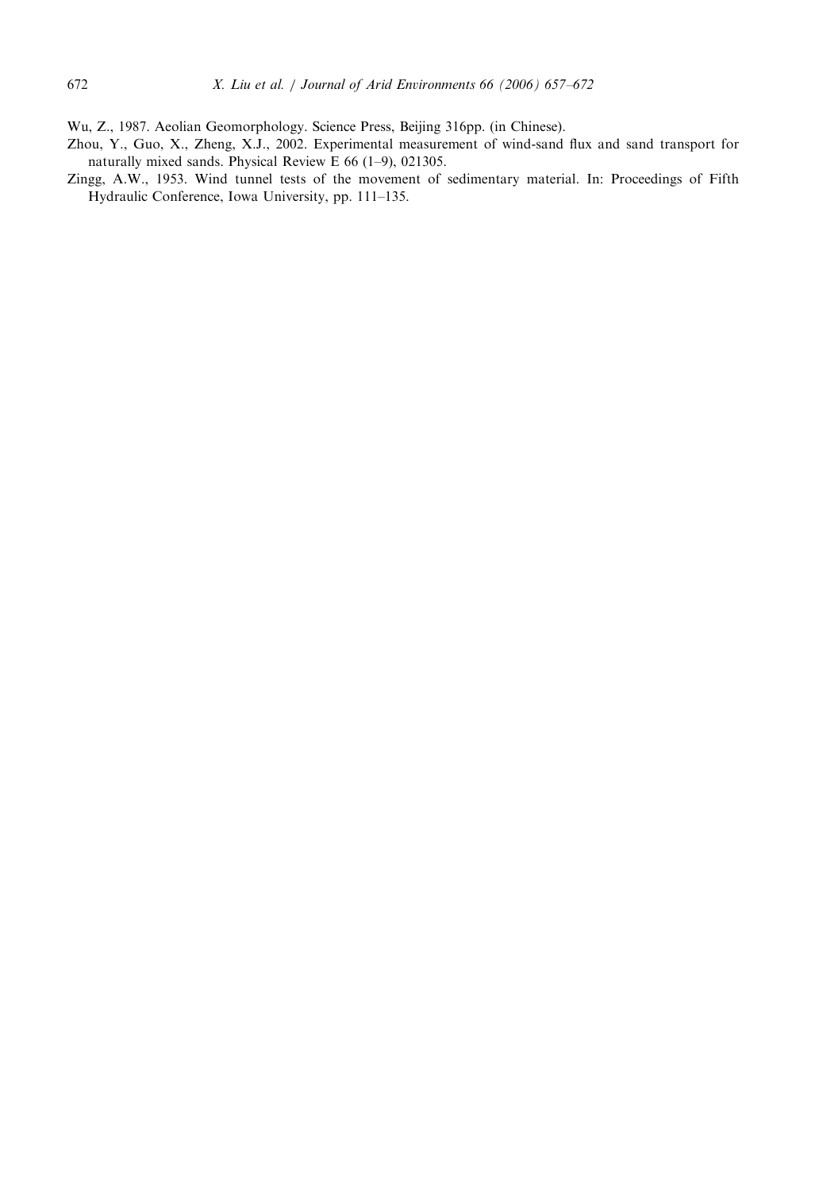Wu, Z., 1987. Aeolian Geomorphology. Science Press, Beijing 316pp. (in Chinese).

Zhou, Y., Guo, X., Zheng, X.J., 2002. Experimental measurement of wind-sand flux and sand transport for naturally mixed sands. Physical Review E 66 (1–9), 021305.

Zingg, A.W., 1953. Wind tunnel tests of the movement of sedimentary material. In: Proceedings of Fifth Hydraulic Conference, Iowa University, pp. 111–135.